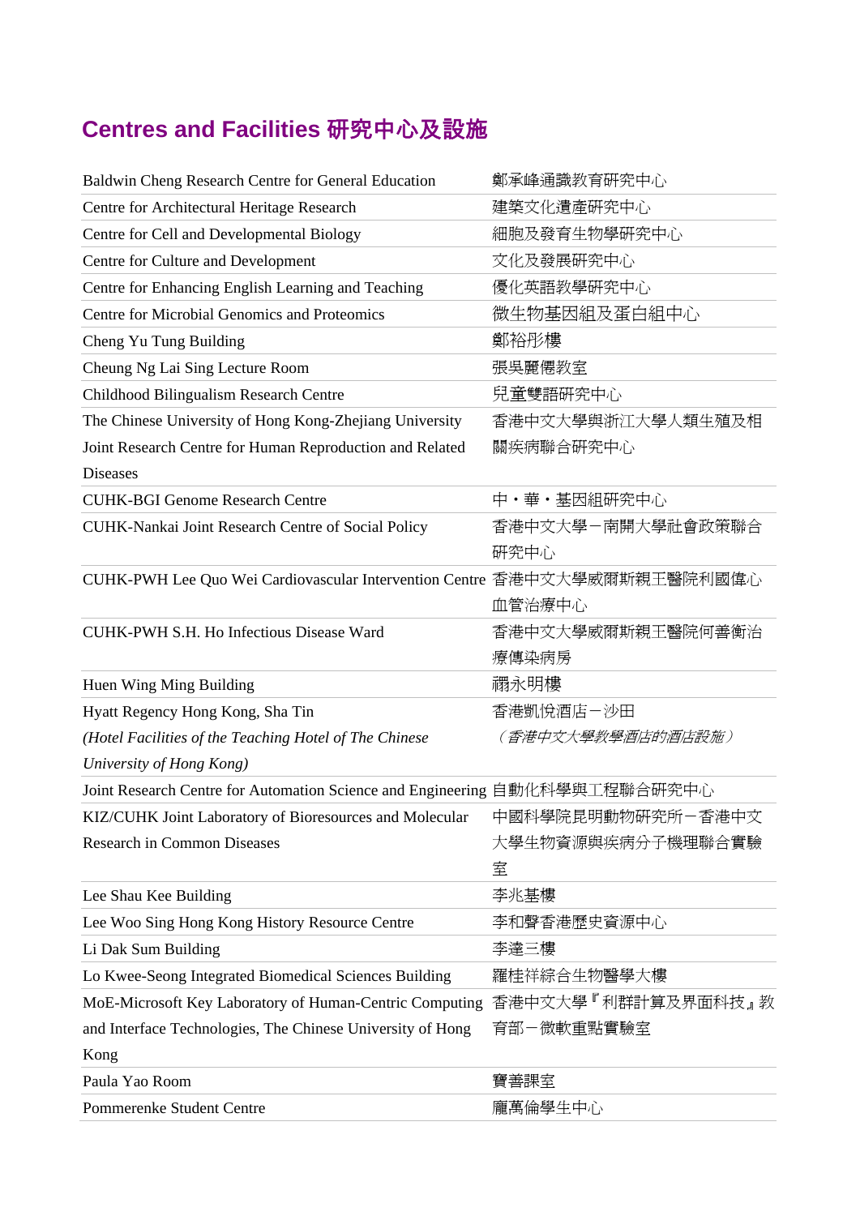# Centres and Facilities 研究中心及設施

| | |
|---|---|
| Baldwin Cheng Research Centre for General Education | 鄭承峰通識教育研究中心 |
| Centre for Architectural Heritage Research | 建築文化遺產研究中心 |
| Centre for Cell and Developmental Biology | 細胞及發育生物學研究中心 |
| Centre for Culture and Development | 文化及發展研究中心 |
| Centre for Enhancing English Learning and Teaching | 優化英語教學研究中心 |
| Centre for Microbial Genomics and Proteomics | 微生物基因組及蛋白組中心 |
| Cheng Yu Tung Building | 鄭裕彤樓 |
| Cheung Ng Lai Sing Lecture Room | 張吳麗僊教室 |
| Childhood Bilingualism Research Centre | 兒童雙語研究中心 |
| The Chinese University of Hong Kong-Zhejiang University Joint Research Centre for Human Reproduction and Related Diseases | 香港中文大學與浙江大學人類生殖及相關疾病聯合研究中心 |
| CUHK-BGI Genome Research Centre | 中・華・基因組研究中心 |
| CUHK-Nankai Joint Research Centre of Social Policy | 香港中文大學－南開大學社會政策聯合研究中心 |
| CUHK-PWH Lee Quo Wei Cardiovascular Intervention Centre | 香港中文大學威爾斯親王醫院利國偉心血管治療中心 |
| CUHK-PWH S.H. Ho Infectious Disease Ward | 香港中文大學威爾斯親王醫院何善衡治療傳染病房 |
| Huen Wing Ming Building | 禤永明樓 |
| Hyatt Regency Hong Kong, Sha Tin<br>*(Hotel Facilities of the Teaching Hotel of The Chinese University of Hong Kong)* | 香港凱悅酒店－沙田<br>*（香港中文大學教學酒店的酒店設施）* |
| Joint Research Centre for Automation Science and Engineering | 自動化科學與工程聯合研究中心 |
| KIZ/CUHK Joint Laboratory of Bioresources and Molecular Research in Common Diseases | 中國科學院昆明動物研究所－香港中文大學生物資源與疾病分子機理聯合實驗室 |
| Lee Shau Kee Building | 李兆基樓 |
| Lee Woo Sing Hong Kong History Resource Centre | 李和聲香港歷史資源中心 |
| Li Dak Sum Building | 李達三樓 |
| Lo Kwee-Seong Integrated Biomedical Sciences Building | 羅桂祥綜合生物醫學大樓 |
| MoE-Microsoft Key Laboratory of Human-Centric Computing and Interface Technologies, The Chinese University of Hong Kong | 香港中文大學『利群計算及界面科技』教育部－微軟重點實驗室 |
| Paula Yao Room | 寶善課室 |
| Pommerenke Student Centre | 龐萬倫學生中心 |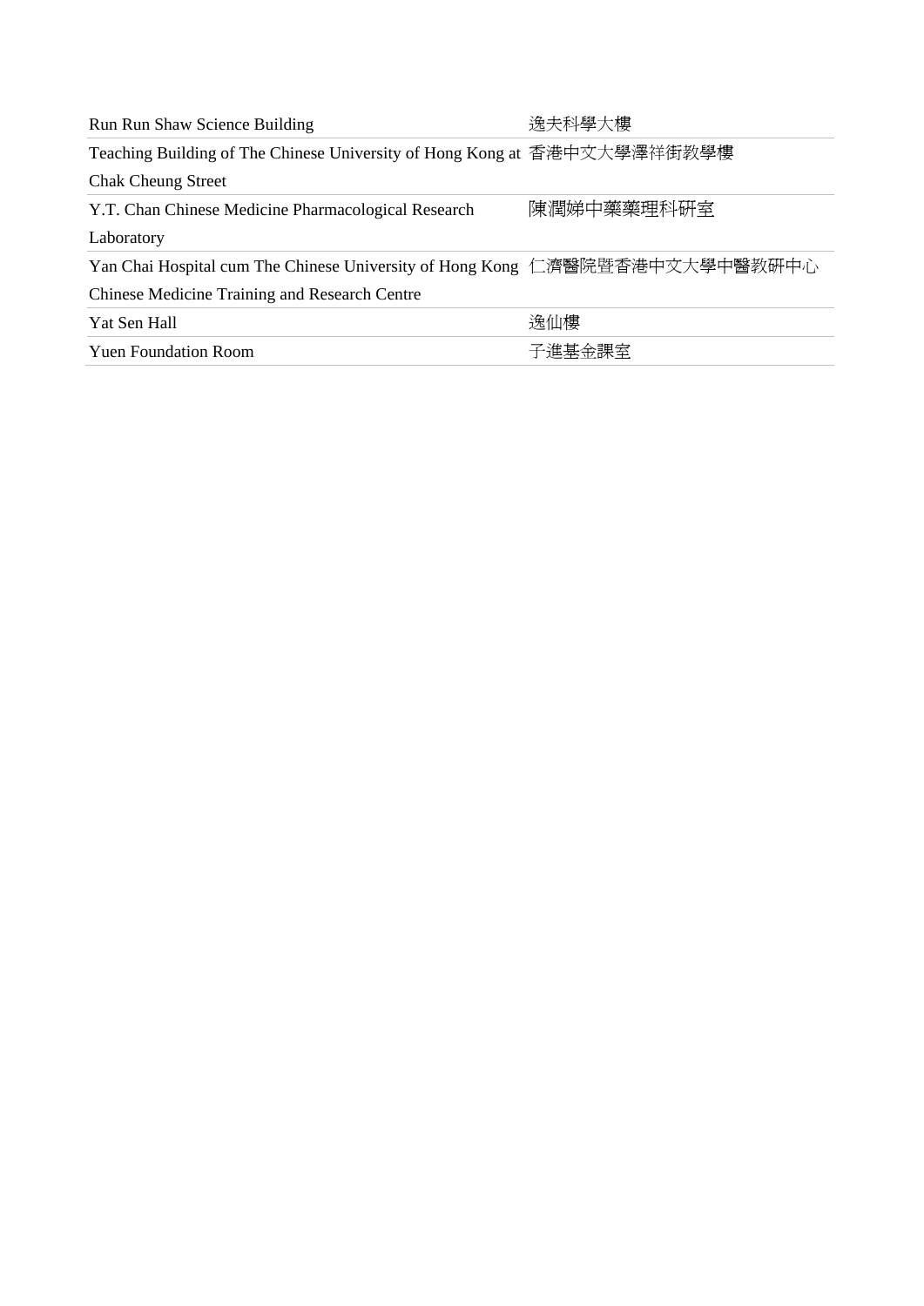| | |
|---|---|
| Run Run Shaw Science Building | 逸夫科學大樓 |
| Teaching Building of The Chinese University of Hong Kong at Chak Cheung Street | 香港中文大學澤祥街教學樓 |
| Y.T. Chan Chinese Medicine Pharmacological Research Laboratory | 陳潤娣中藥藥理科研室 |
| Yan Chai Hospital cum The Chinese University of Hong Kong Chinese Medicine Training and Research Centre | 仁濟醫院暨香港中文大學中醫教研中心 |
| Yat Sen Hall | 逸仙樓 |
| Yuen Foundation Room | 子進基金課室 |